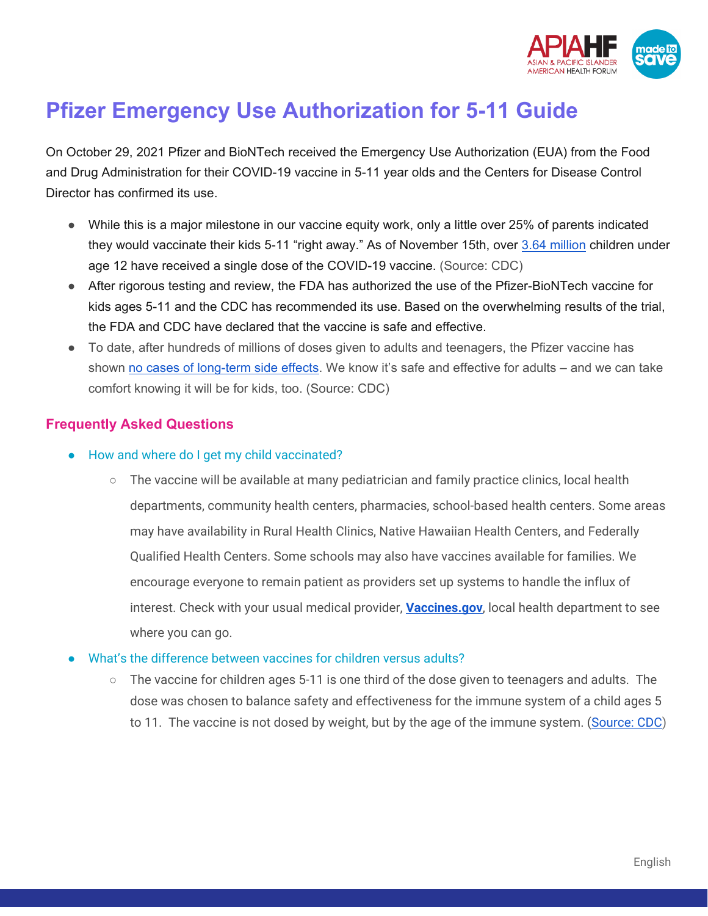# Pfizer Emergency Use Authorization for 5-11 Guide

On October 29, 2021 Pfizer and BioNTech received the Emergency Use Authorization (EUA) from the Food and Drug Administration for their COVID-19 vaccine in 5-11 year olds and the Centers for Disease Control Director has confirmed its use.

- While this is a major milestone in our vaccine equity work, only a little over 25% of parents indicated they would vaccinate their kids 5-11 "right away." As of November 15th, over 3.64 million children under age 12 have received a single dose of the COVID-19 vaccine. (Source: CDC)
- After rigorous testing and review, the FDA has authorized the use of the Pfizer-BioNTech vaccine for kids ages 5-11 and the CDC has recommended its use. Based on the overwhelming results of the trial, the FDA and CDC have declared that the vaccine is safe and effective.
- To date, after hundreds of millions of doses given to adults and teenagers, the Pfizer vaccine has shown no cases of long-term side effects. We know it's safe and effective for adults – and we can take comfort knowing it will be for kids, too. (Source: CDC)

## Frequently Asked Questions

- How and where do I get my child vaccinated?
  - The vaccine will be available at many pediatrician and family practice clinics, local health departments, community health centers, pharmacies, school-based health centers. Some areas may have availability in Rural Health Clinics, Native Hawaiian Health Centers, and Federally Qualified Health Centers. Some schools may also have vaccines available for families. We encourage everyone to remain patient as providers set up systems to handle the influx of interest. Check with your usual medical provider, **Vaccines.gov**, local health department to see where you can go.
- What's the difference between vaccines for children versus adults?
  - The vaccine for children ages 5-11 is one third of the dose given to teenagers and adults. The dose was chosen to balance safety and effectiveness for the immune system of a child ages 5 to 11. The vaccine is not dosed by weight, but by the age of the immune system. (Source: CDC)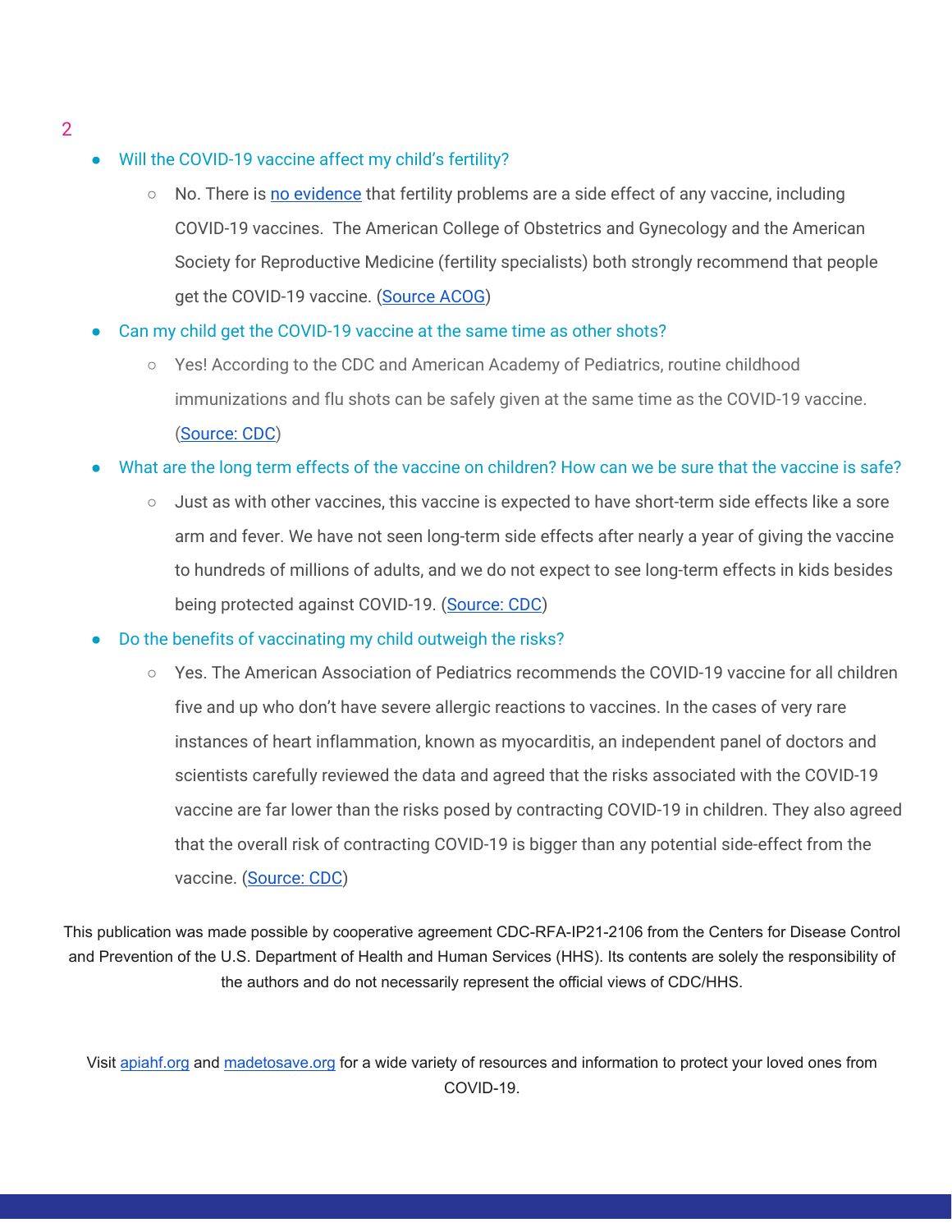- Will the COVID-19 vaccine affect my child's fertility?
  - No. There is no evidence that fertility problems are a side effect of any vaccine, including COVID-19 vaccines. The American College of Obstetrics and Gynecology and the American Society for Reproductive Medicine (fertility specialists) both strongly recommend that people get the COVID-19 vaccine. (Source ACOG)
- Can my child get the COVID-19 vaccine at the same time as other shots?
  - Yes! According to the CDC and American Academy of Pediatrics, routine childhood immunizations and flu shots can be safely given at the same time as the COVID-19 vaccine. (Source: CDC)
- What are the long term effects of the vaccine on children? How can we be sure that the vaccine is safe?
  - Just as with other vaccines, this vaccine is expected to have short-term side effects like a sore arm and fever. We have not seen long-term side effects after nearly a year of giving the vaccine to hundreds of millions of adults, and we do not expect to see long-term effects in kids besides being protected against COVID-19. (Source: CDC)
- Do the benefits of vaccinating my child outweigh the risks?
  - Yes. The American Association of Pediatrics recommends the COVID-19 vaccine for all children five and up who don't have severe allergic reactions to vaccines. In the cases of very rare instances of heart inflammation, known as myocarditis, an independent panel of doctors and scientists carefully reviewed the data and agreed that the risks associated with the COVID-19 vaccine are far lower than the risks posed by contracting COVID-19 in children. They also agreed that the overall risk of contracting COVID-19 is bigger than any potential side-effect from the vaccine. (Source: CDC)

This publication was made possible by cooperative agreement CDC-RFA-IP21-2106 from the Centers for Disease Control and Prevention of the U.S. Department of Health and Human Services (HHS). Its contents are solely the responsibility of the authors and do not necessarily represent the official views of CDC/HHS.

Visit apiahf.org and madetosave.org for a wide variety of resources and information to protect your loved ones from COVID-19.